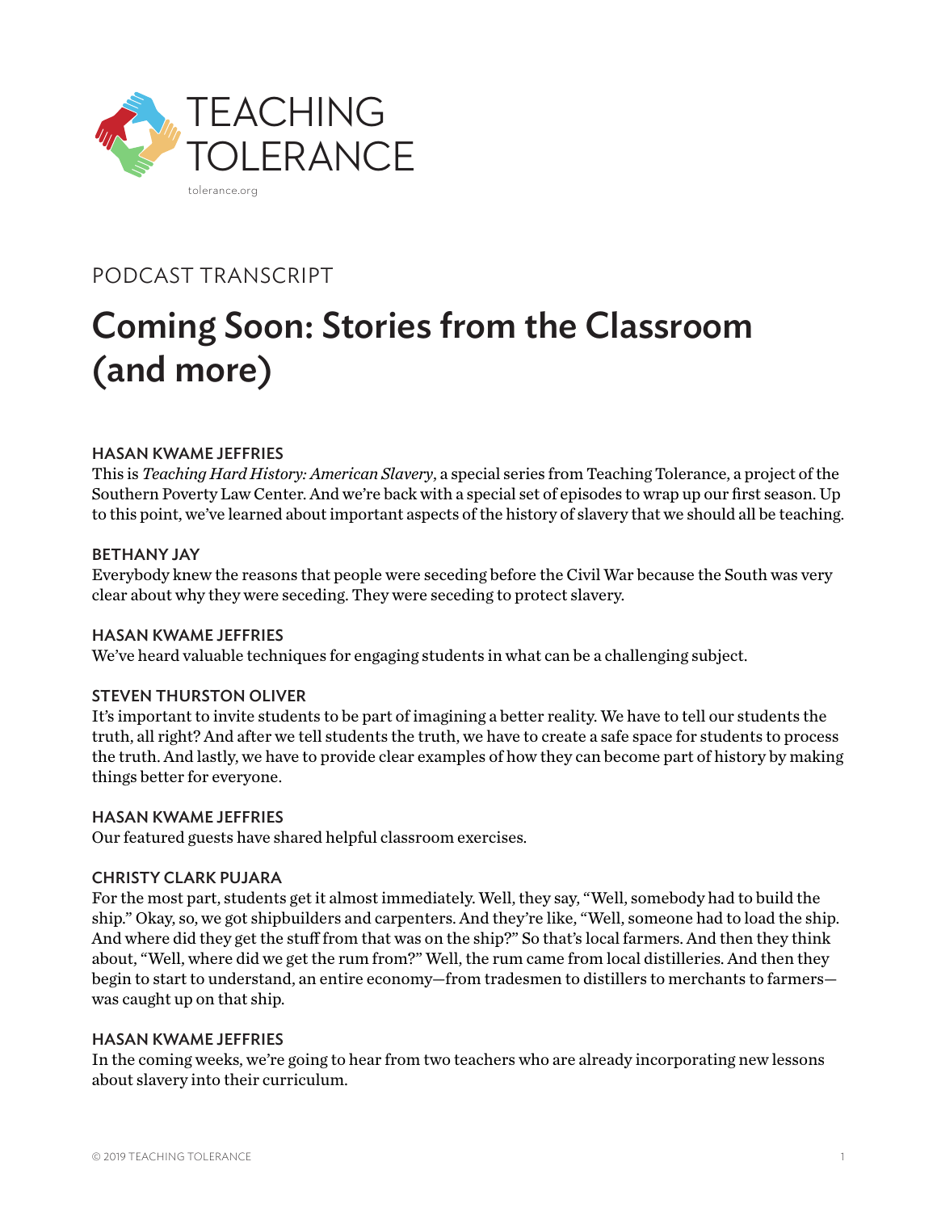TEACHING TOLERANCE

tolerance.org

PODCAST TRANSCRIPT

# Coming Soon: Stories from the Classroom (and more)

**HASAN KWAME JEFFRIES**

This is *Teaching Hard History: American Slavery*, a special series from Teaching Tolerance, a project of the Southern Poverty Law Center. And we're back with a special set of episodes to wrap up our first season. Up to this point, we've learned about important aspects of the history of slavery that we should all be teaching.

**BETHANY JAY**

Everybody knew the reasons that people were seceding before the Civil War because the South was very clear about why they were seceding. They were seceding to protect slavery.

**HASAN KWAME JEFFRIES**

We've heard valuable techniques for engaging students in what can be a challenging subject.

**STEVEN THURSTON OLIVER**

It's important to invite students to be part of imagining a better reality. We have to tell our students the truth, all right? And after we tell students the truth, we have to create a safe space for students to process the truth. And lastly, we have to provide clear examples of how they can become part of history by making things better for everyone.

**HASAN KWAME JEFFRIES**

Our featured guests have shared helpful classroom exercises.

**CHRISTY CLARK PUJARA**

For the most part, students get it almost immediately. Well, they say, "Well, somebody had to build the ship." Okay, so, we got shipbuilders and carpenters. And they're like, "Well, someone had to load the ship. And where did they get the stuff from that was on the ship?" So that's local farmers. And then they think about, "Well, where did we get the rum from?" Well, the rum came from local distilleries. And then they begin to start to understand, an entire economy—from tradesmen to distillers to merchants to farmers—was caught up on that ship.

**HASAN KWAME JEFFRIES**

In the coming weeks, we're going to hear from two teachers who are already incorporating new lessons about slavery into their curriculum.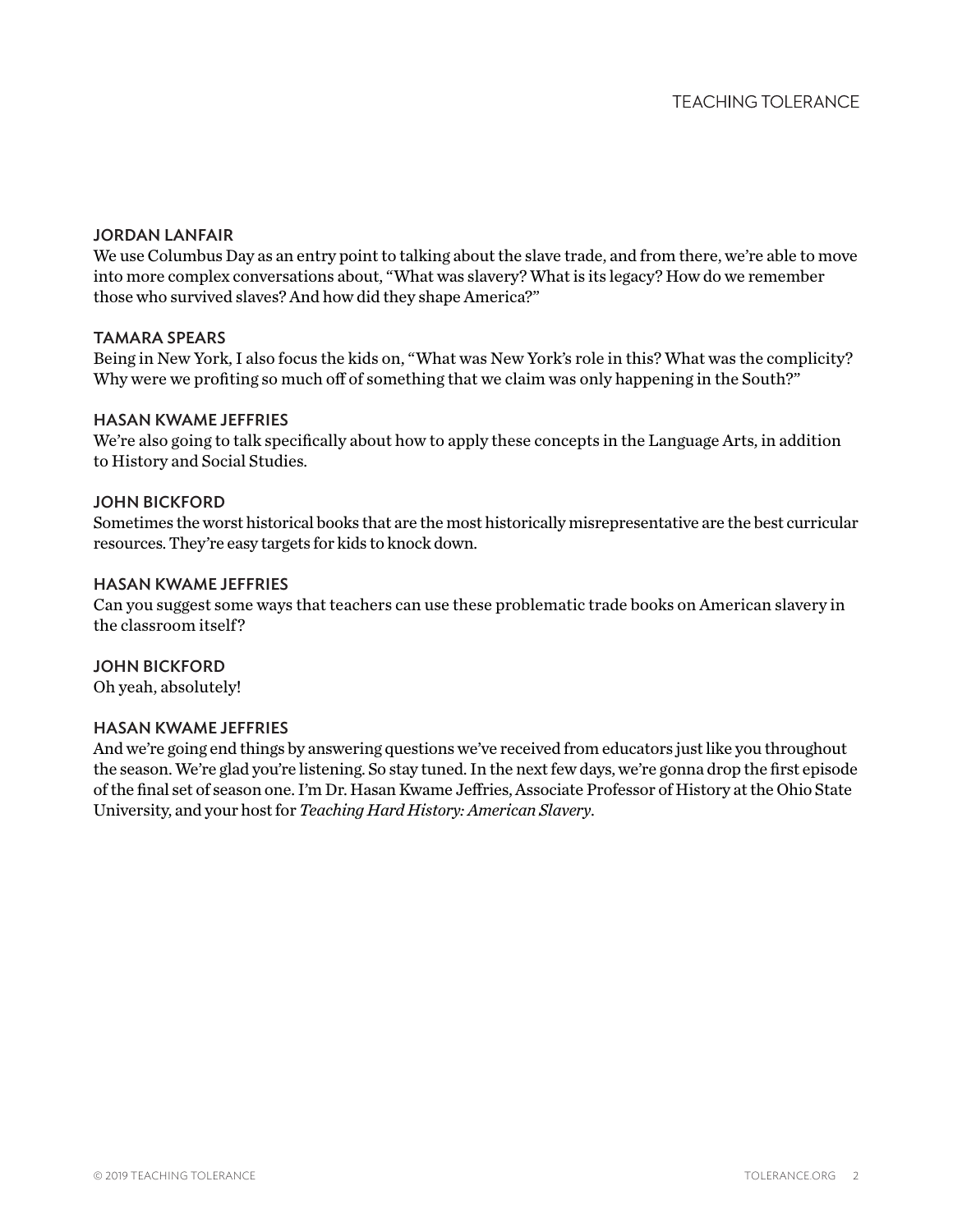**JORDAN LANFAIR**
We use Columbus Day as an entry point to talking about the slave trade, and from there, we're able to move into more complex conversations about, "What was slavery? What is its legacy? How do we remember those who survived slaves? And how did they shape America?"

**TAMARA SPEARS**
Being in New York, I also focus the kids on, "What was New York's role in this? What was the complicity? Why were we profiting so much off of something that we claim was only happening in the South?"

**HASAN KWAME JEFFRIES**
We're also going to talk specifically about how to apply these concepts in the Language Arts, in addition to History and Social Studies.

**JOHN BICKFORD**
Sometimes the worst historical books that are the most historically misrepresentative are the best curricular resources. They're easy targets for kids to knock down.

**HASAN KWAME JEFFRIES**
Can you suggest some ways that teachers can use these problematic trade books on American slavery in the classroom itself?

**JOHN BICKFORD**
Oh yeah, absolutely!

**HASAN KWAME JEFFRIES**
And we're going end things by answering questions we've received from educators just like you throughout the season. We're glad you're listening. So stay tuned. In the next few days, we're gonna drop the first episode of the final set of season one. I'm Dr. Hasan Kwame Jeffries, Associate Professor of History at the Ohio State University, and your host for *Teaching Hard History: American Slavery*.